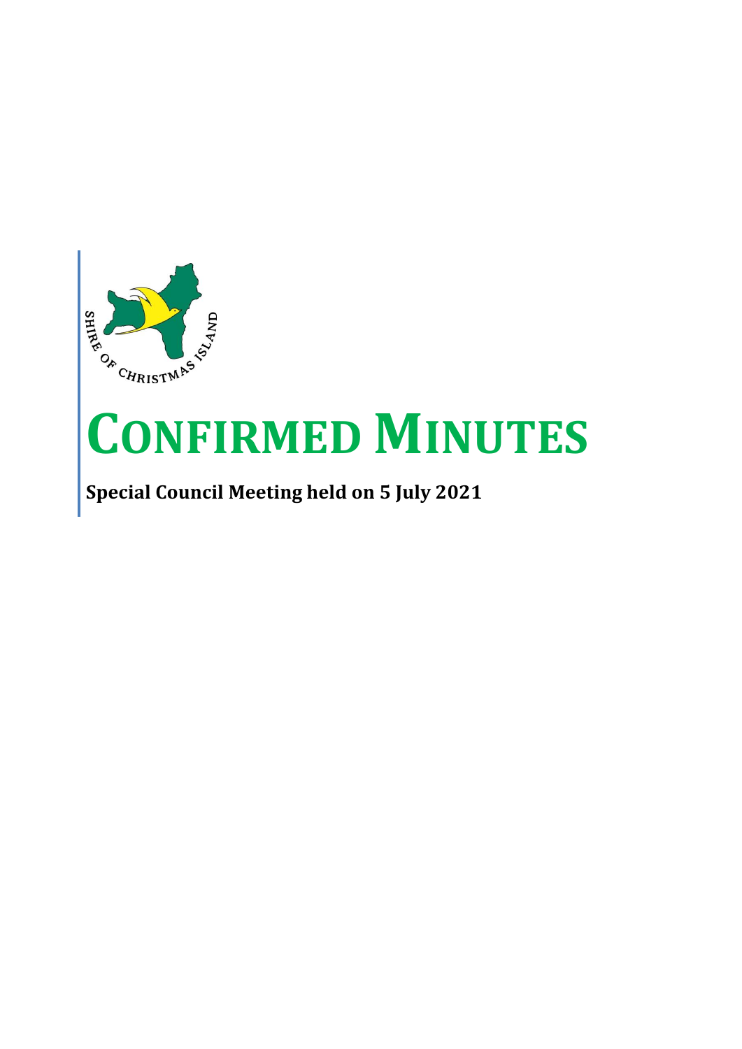# CONFIRMED MINUTES

**Special Council Meeting held on 5 July 2021**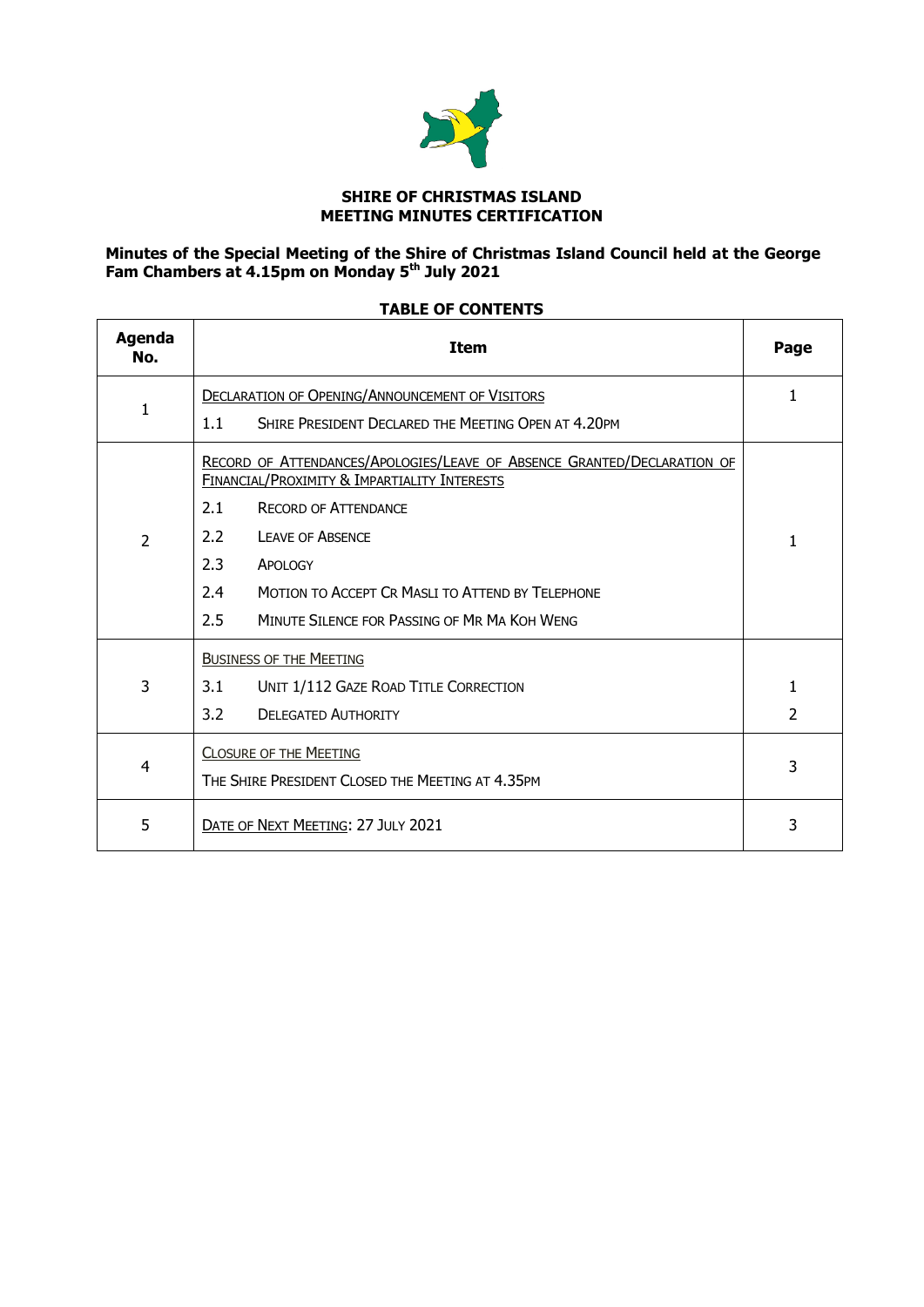**SHIRE OF CHRISTMAS ISLAND**
**MEETING MINUTES CERTIFICATION**

**Minutes of the Special Meeting of the Shire of Christmas Island Council held at the George Fam Chambers at 4.15pm on Monday 5th July 2021**

**TABLE OF CONTENTS**

| Agenda No. | Item | Page |
|---|---|---|
| 1 | DECLARATION OF OPENING/ANNOUNCEMENT OF VISITORS<br>1.1 SHIRE PRESIDENT DECLARED THE MEETING OPEN AT 4.20PM | 1 |
| 2 | RECORD OF ATTENDANCES/APOLOGIES/LEAVE OF ABSENCE GRANTED/DECLARATION OF FINANCIAL/PROXIMITY & IMPARTIALITY INTERESTS<br>2.1 RECORD OF ATTENDANCE<br>2.2 LEAVE OF ABSENCE<br>2.3 APOLOGY<br>2.4 MOTION TO ACCEPT CR MASLI TO ATTEND BY TELEPHONE<br>2.5 MINUTE SILENCE FOR PASSING OF MR MA KOH WENG | 1 |
| 3 | BUSINESS OF THE MEETING<br>3.1 UNIT 1/112 GAZE ROAD TITLE CORRECTION<br>3.2 DELEGATED AUTHORITY | <br>1<br>2 |
| 4 | CLOSURE OF THE MEETING<br>THE SHIRE PRESIDENT CLOSED THE MEETING AT 4.35PM | 3 |
| 5 | DATE OF NEXT MEETING: 27 JULY 2021 | 3 |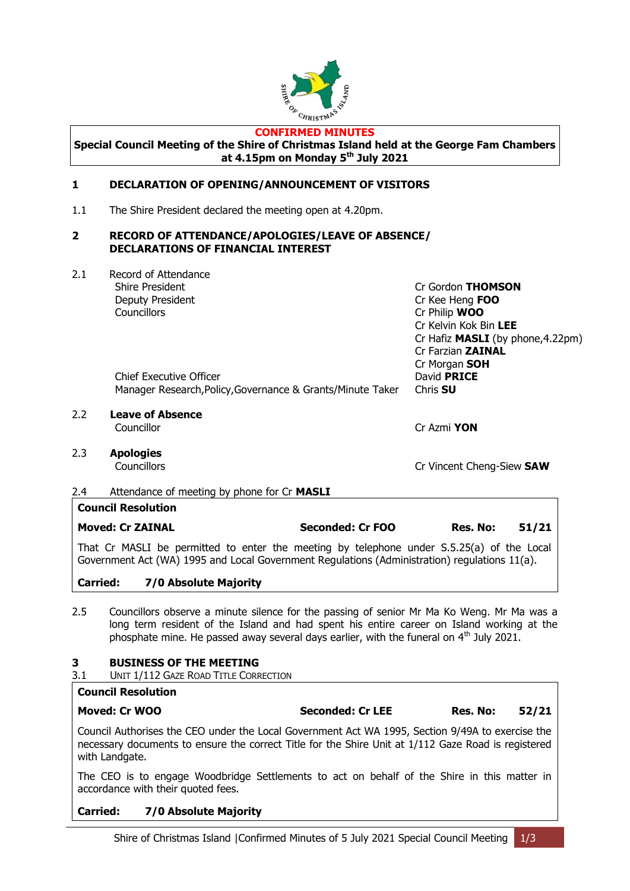**CONFIRMED MINUTES**

**Special Council Meeting of the Shire of Christmas Island held at the George Fam Chambers at 4.15pm on Monday 5th July 2021**

## 1 DECLARATION OF OPENING/ANNOUNCEMENT OF VISITORS

1.1 The Shire President declared the meeting open at 4.20pm.

## 2 RECORD OF ATTENDANCE/APOLOGIES/LEAVE OF ABSENCE/ DECLARATIONS OF FINANCIAL INTEREST

2.1 Record of Attendance

| | |
|---|---|
| Shire President | Cr Gordon **THOMSON** |
| Deputy President | Cr Kee Heng **FOO** |
| Councillors | Cr Philip **WOO** |
| | Cr Kelvin Kok Bin **LEE** |
| | Cr Hafiz **MASLI** (by phone,4.22pm) |
| | Cr Farzian **ZAINAL** |
| | Cr Morgan **SOH** |
| Chief Executive Officer | David **PRICE** |
| Manager Research,Policy,Governance & Grants/Minute Taker | Chris **SU** |

2.2 **Leave of Absence**

| | |
|---|---|
| Councillor | Cr Azmi **YON** |

2.3 **Apologies**

| | |
|---|---|
| Councillors | Cr Vincent Cheng-Siew **SAW** |

2.4 Attendance of meeting by phone for Cr **MASLI**

**Council Resolution**

**Moved: Cr ZAINAL** **Seconded: Cr FOO** **Res. No: 51/21**

That Cr MASLI be permitted to enter the meeting by telephone under S.5.25(a) of the Local Government Act (WA) 1995 and Local Government Regulations (Administration) regulations 11(a).

**Carried: 7/0 Absolute Majority**

2.5 Councillors observe a minute silence for the passing of senior Mr Ma Ko Weng. Mr Ma was a long term resident of the Island and had spent his entire career on Island working at the phosphate mine. He passed away several days earlier, with the funeral on 4th July 2021.

## 3 BUSINESS OF THE MEETING

3.1 UNIT 1/112 GAZE ROAD TITLE CORRECTION

**Council Resolution**

**Moved: Cr WOO** **Seconded: Cr LEE** **Res. No: 52/21**

Council Authorises the CEO under the Local Government Act WA 1995, Section 9/49A to exercise the necessary documents to ensure the correct Title for the Shire Unit at 1/112 Gaze Road is registered with Landgate.

The CEO is to engage Woodbridge Settlements to act on behalf of the Shire in this matter in accordance with their quoted fees.

**Carried: 7/0 Absolute Majority**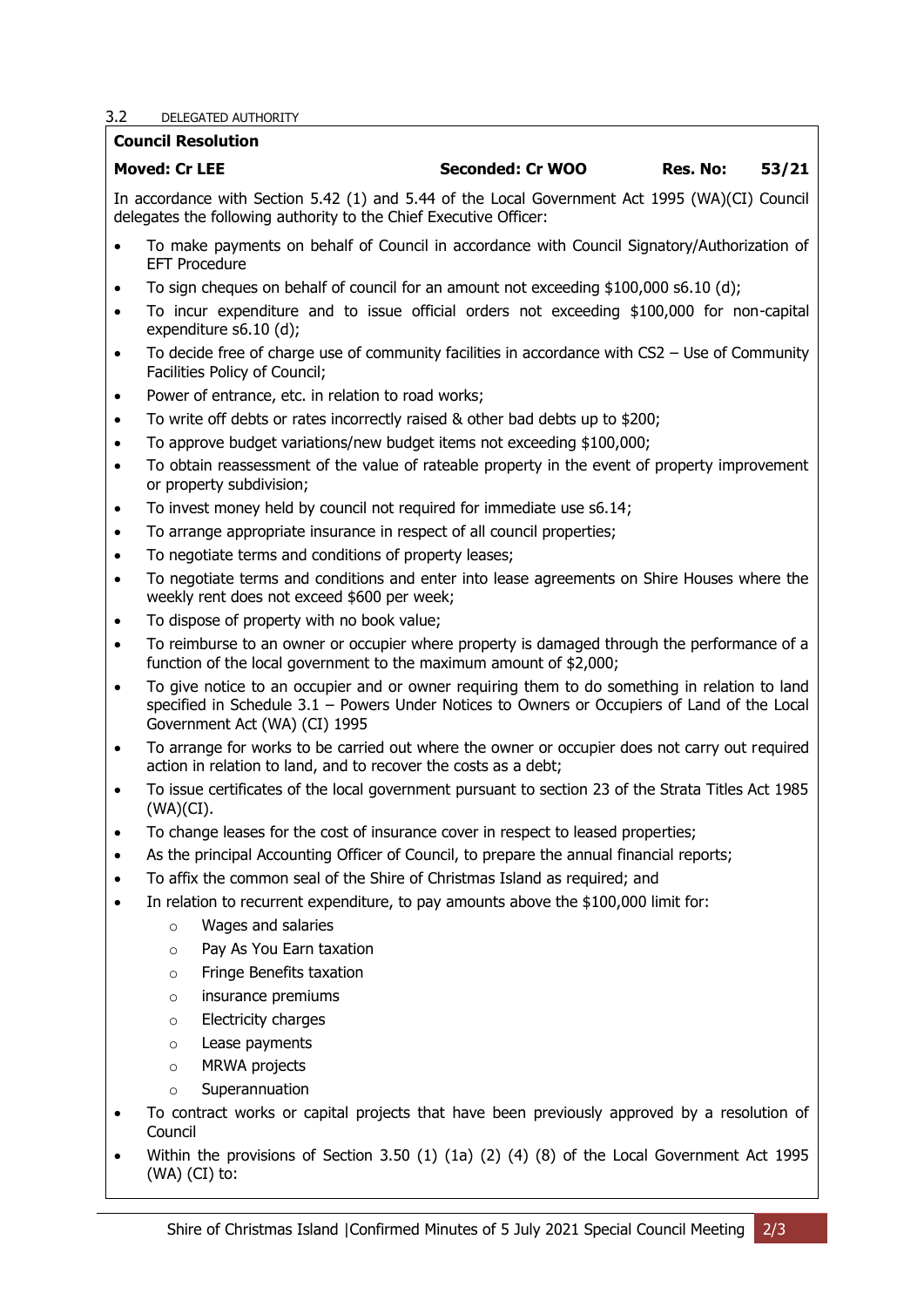3.2 DELEGATED AUTHORITY

**Council Resolution**

**Moved: Cr LEE** **Seconded: Cr WOO** **Res. No: 53/21**

In accordance with Section 5.42 (1) and 5.44 of the Local Government Act 1995 (WA)(CI) Council delegates the following authority to the Chief Executive Officer:

- To make payments on behalf of Council in accordance with Council Signatory/Authorization of EFT Procedure
- To sign cheques on behalf of council for an amount not exceeding $100,000 s6.10 (d);
- To incur expenditure and to issue official orders not exceeding $100,000 for non-capital expenditure s6.10 (d);
- To decide free of charge use of community facilities in accordance with CS2 – Use of Community Facilities Policy of Council;
- Power of entrance, etc. in relation to road works;
- To write off debts or rates incorrectly raised & other bad debts up to $200;
- To approve budget variations/new budget items not exceeding $100,000;
- To obtain reassessment of the value of rateable property in the event of property improvement or property subdivision;
- To invest money held by council not required for immediate use s6.14;
- To arrange appropriate insurance in respect of all council properties;
- To negotiate terms and conditions of property leases;
- To negotiate terms and conditions and enter into lease agreements on Shire Houses where the weekly rent does not exceed $600 per week;
- To dispose of property with no book value;
- To reimburse to an owner or occupier where property is damaged through the performance of a function of the local government to the maximum amount of $2,000;
- To give notice to an occupier and or owner requiring them to do something in relation to land specified in Schedule 3.1 – Powers Under Notices to Owners or Occupiers of Land of the Local Government Act (WA) (CI) 1995
- To arrange for works to be carried out where the owner or occupier does not carry out required action in relation to land, and to recover the costs as a debt;
- To issue certificates of the local government pursuant to section 23 of the Strata Titles Act 1985 (WA)(CI).
- To change leases for the cost of insurance cover in respect to leased properties;
- As the principal Accounting Officer of Council, to prepare the annual financial reports;
- To affix the common seal of the Shire of Christmas Island as required; and
- In relation to recurrent expenditure, to pay amounts above the $100,000 limit for:
    - Wages and salaries
    - Pay As You Earn taxation
    - Fringe Benefits taxation
    - insurance premiums
    - Electricity charges
    - Lease payments
    - MRWA projects
    - Superannuation
- To contract works or capital projects that have been previously approved by a resolution of Council
- Within the provisions of Section 3.50 (1) (1a) (2) (4) (8) of the Local Government Act 1995 (WA) (CI) to: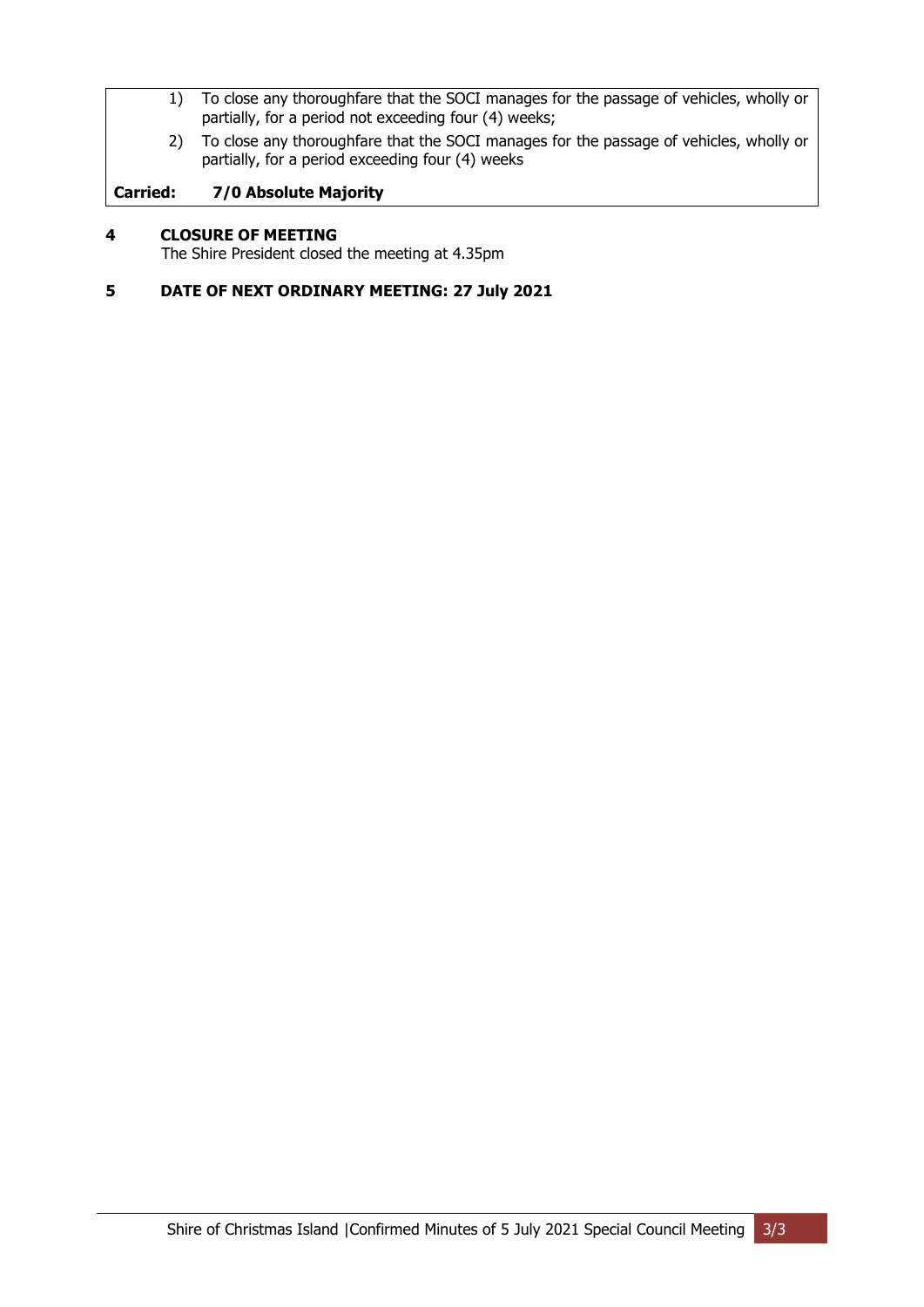1) To close any thoroughfare that the SOCI manages for the passage of vehicles, wholly or partially, for a period not exceeding four (4) weeks;
2) To close any thoroughfare that the SOCI manages for the passage of vehicles, wholly or partially, for a period exceeding four (4) weeks

**Carried: 7/0 Absolute Majority**

## 4 CLOSURE OF MEETING

The Shire President closed the meeting at 4.35pm

## 5 DATE OF NEXT ORDINARY MEETING: 27 July 2021